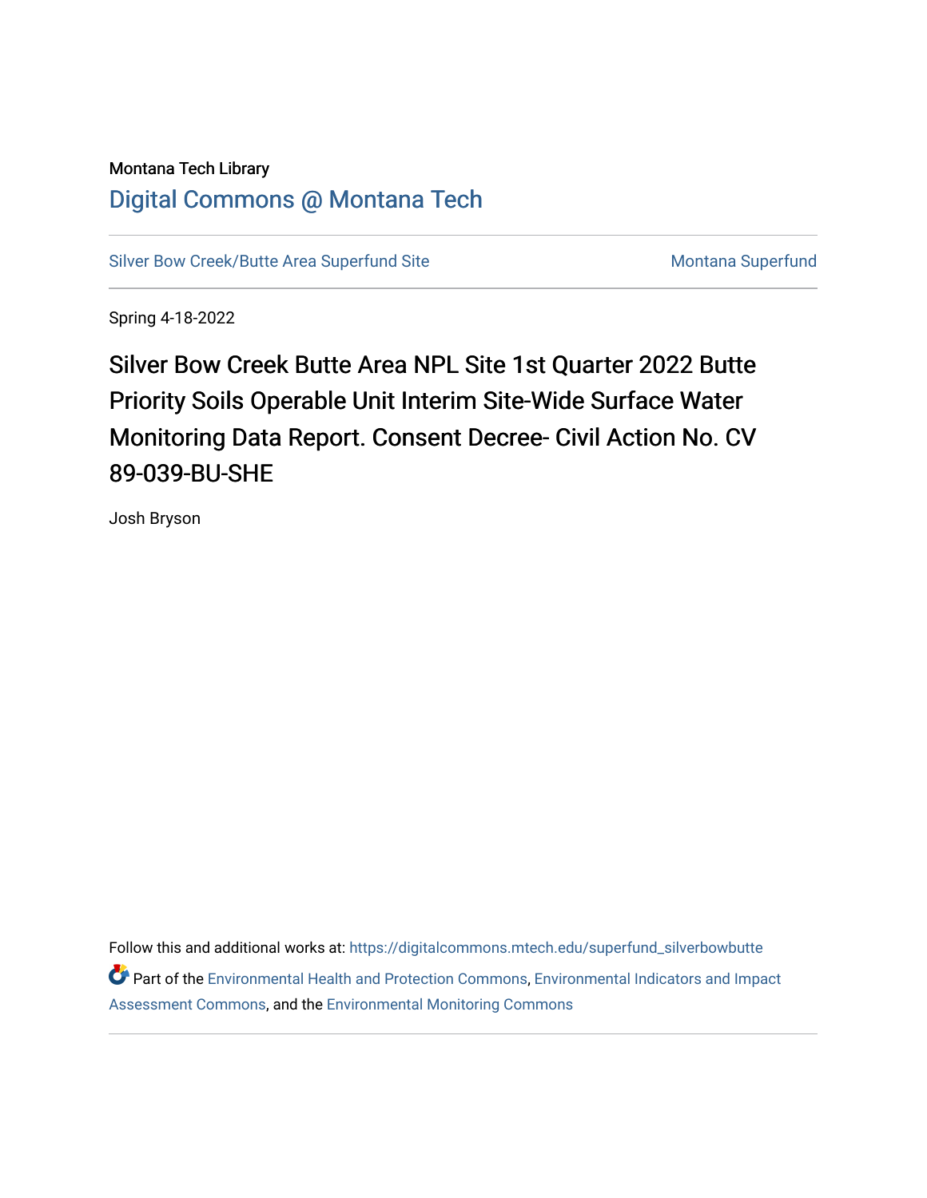Montana Tech Library

Digital Commons @ Montana Tech

Silver Bow Creek/Butte Area Superfund Site

Montana Superfund

Spring 4-18-2022

# Silver Bow Creek Butte Area NPL Site 1st Quarter 2022 Butte Priority Soils Operable Unit Interim Site-Wide Surface Water Monitoring Data Report. Consent Decree- Civil Action No. CV 89-039-BU-SHE

Josh Bryson

Follow this and additional works at: https://digitalcommons.mtech.edu/superfund_silverbowbutte

Part of the Environmental Health and Protection Commons, Environmental Indicators and Impact Assessment Commons, and the Environmental Monitoring Commons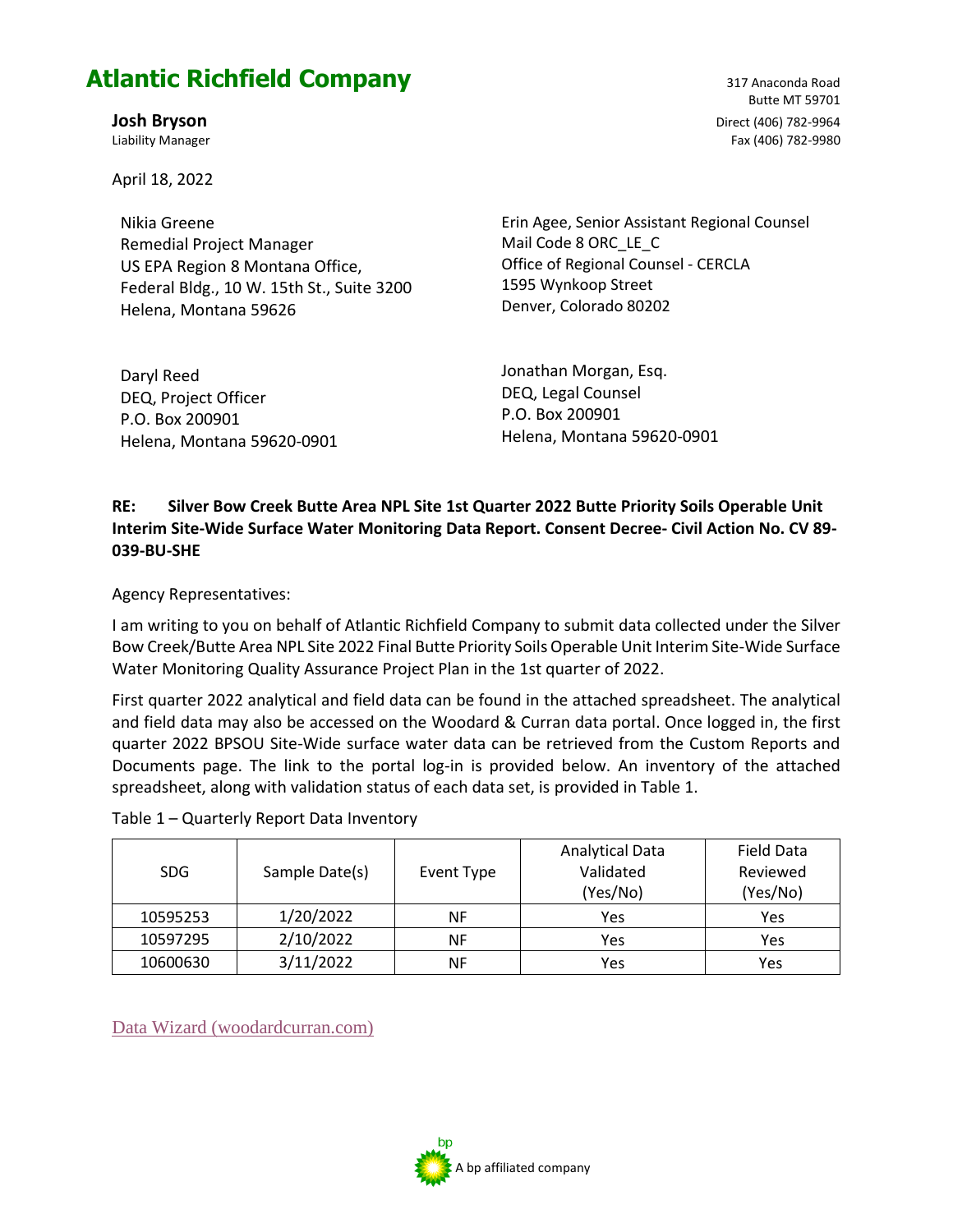# Atlantic Richfield Company

**Josh Bryson**
Liability Manager

317 Anaconda Road
Butte MT 59701
Direct (406) 782-9964
Fax (406) 782-9980

April 18, 2022

Nikia Greene
Remedial Project Manager
US EPA Region 8 Montana Office,
Federal Bldg., 10 W. 15th St., Suite 3200
Helena, Montana 59626

Erin Agee, Senior Assistant Regional Counsel
Mail Code 8 ORC_LE_C
Office of Regional Counsel - CERCLA
1595 Wynkoop Street
Denver, Colorado 80202

Daryl Reed
DEQ, Project Officer
P.O. Box 200901
Helena, Montana 59620-0901

Jonathan Morgan, Esq.
DEQ, Legal Counsel
P.O. Box 200901
Helena, Montana 59620-0901

**RE: Silver Bow Creek Butte Area NPL Site 1st Quarter 2022 Butte Priority Soils Operable Unit Interim Site-Wide Surface Water Monitoring Data Report. Consent Decree- Civil Action No. CV 89-039-BU-SHE**

Agency Representatives:

I am writing to you on behalf of Atlantic Richfield Company to submit data collected under the Silver Bow Creek/Butte Area NPL Site 2022 Final Butte Priority Soils Operable Unit Interim Site-Wide Surface Water Monitoring Quality Assurance Project Plan in the 1st quarter of 2022.

First quarter 2022 analytical and field data can be found in the attached spreadsheet. The analytical and field data may also be accessed on the Woodard & Curran data portal. Once logged in, the first quarter 2022 BPSOU Site-Wide surface water data can be retrieved from the Custom Reports and Documents page. The link to the portal log-in is provided below. An inventory of the attached spreadsheet, along with validation status of each data set, is provided in Table 1.

Table 1 – Quarterly Report Data Inventory

| SDG | Sample Date(s) | Event Type | Analytical Data Validated (Yes/No) | Field Data Reviewed (Yes/No) |
|---|---|---|---|---|
| 10595253 | 1/20/2022 | NF | Yes | Yes |
| 10597295 | 2/10/2022 | NF | Yes | Yes |
| 10600630 | 3/11/2022 | NF | Yes | Yes |

Data Wizard (woodardcurran.com)

A bp affiliated company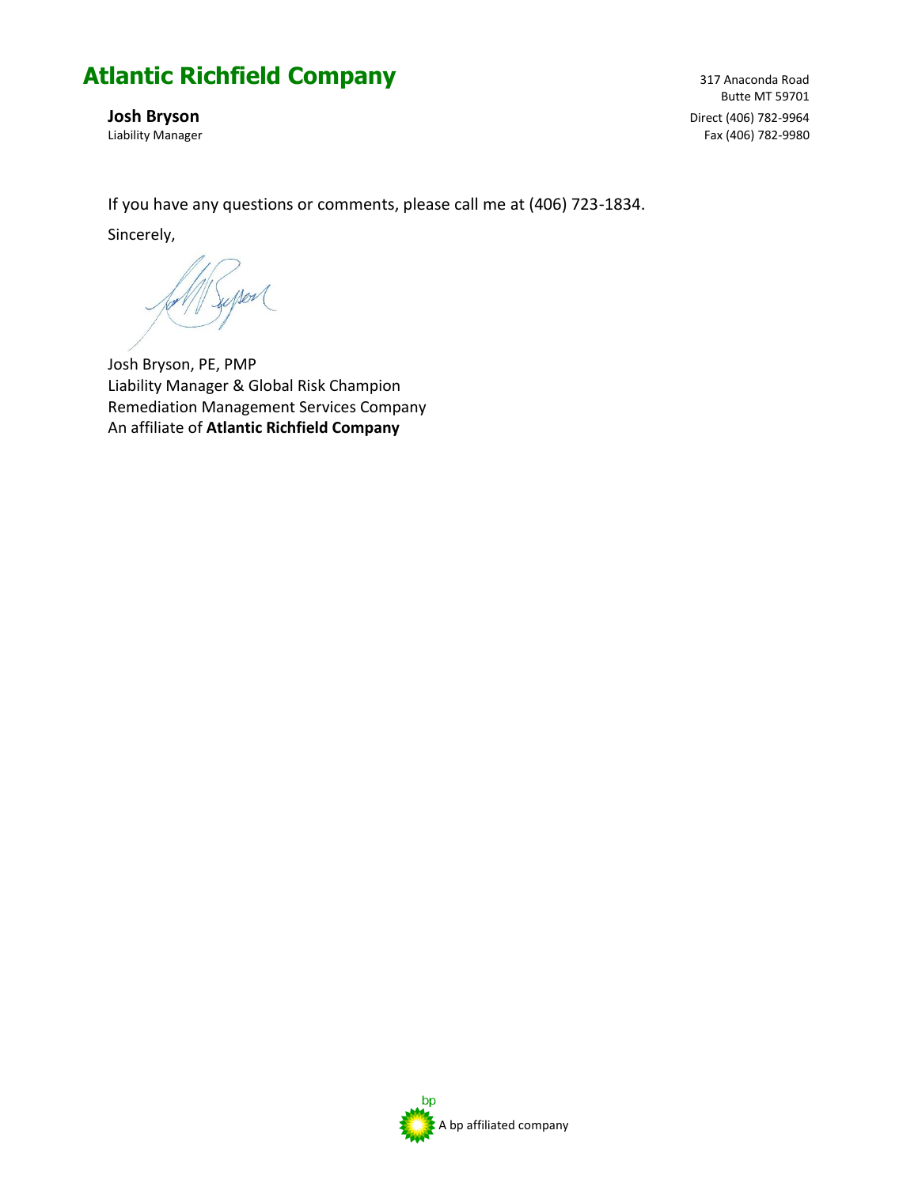# Atlantic Richfield Company

**Josh Bryson**
Liability Manager

317 Anaconda Road
Butte MT 59701
Direct (406) 782-9964
Fax (406) 782-9980

If you have any questions or comments, please call me at (406) 723-1834.

Sincerely,

Josh Bryson, PE, PMP
Liability Manager & Global Risk Champion
Remediation Management Services Company
An affiliate of **Atlantic Richfield Company**

A bp affiliated company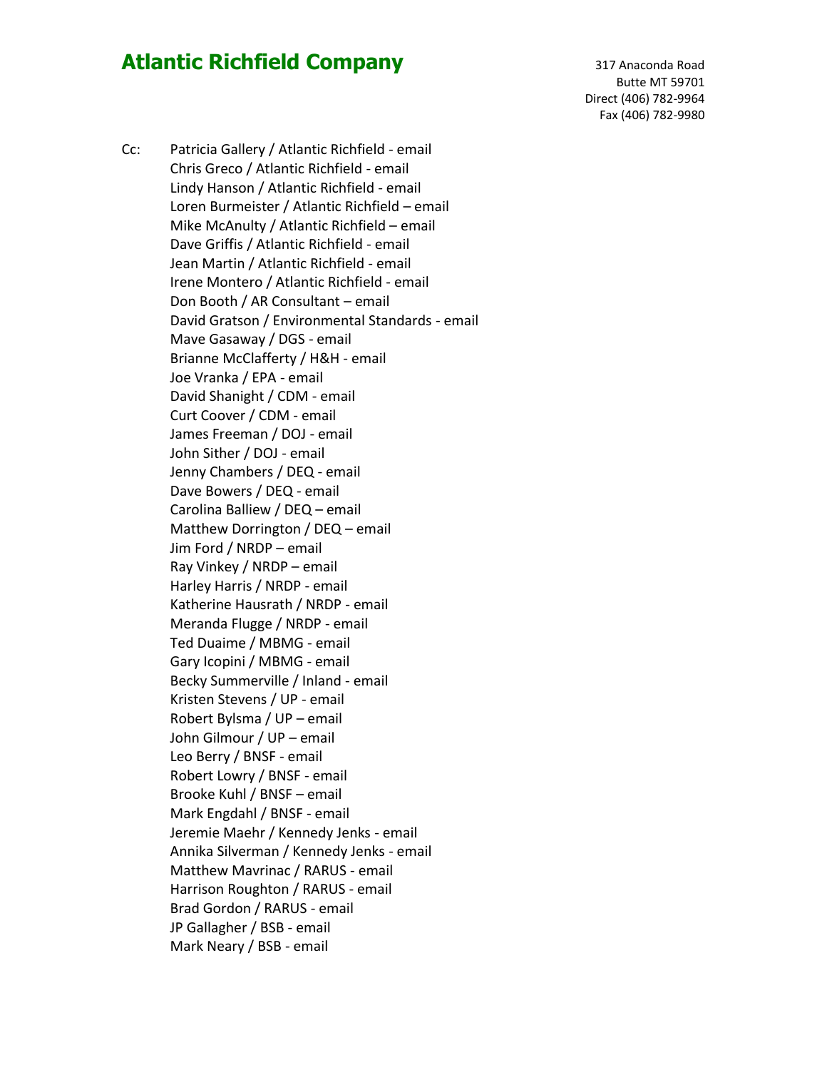# Atlantic Richfield Company

317 Anaconda Road
Butte MT 59701
Direct (406) 782-9964
Fax (406) 782-9980

Cc: Patricia Gallery / Atlantic Richfield - email
Chris Greco / Atlantic Richfield - email
Lindy Hanson / Atlantic Richfield - email
Loren Burmeister / Atlantic Richfield – email
Mike McAnulty / Atlantic Richfield – email
Dave Griffis / Atlantic Richfield - email
Jean Martin / Atlantic Richfield - email
Irene Montero / Atlantic Richfield - email
Don Booth / AR Consultant – email
David Gratson / Environmental Standards - email
Mave Gasaway / DGS - email
Brianne McClafferty / H&H - email
Joe Vranka / EPA - email
David Shanight / CDM - email
Curt Coover / CDM - email
James Freeman / DOJ - email
John Sither / DOJ - email
Jenny Chambers / DEQ - email
Dave Bowers / DEQ - email
Carolina Balliew / DEQ – email
Matthew Dorrington / DEQ – email
Jim Ford / NRDP – email
Ray Vinkey / NRDP – email
Harley Harris / NRDP - email
Katherine Hausrath / NRDP - email
Meranda Flugge / NRDP - email
Ted Duaime / MBMG - email
Gary Icopini / MBMG - email
Becky Summerville / Inland - email
Kristen Stevens / UP - email
Robert Bylsma / UP – email
John Gilmour / UP – email
Leo Berry / BNSF - email
Robert Lowry / BNSF - email
Brooke Kuhl / BNSF – email
Mark Engdahl / BNSF - email
Jeremie Maehr / Kennedy Jenks - email
Annika Silverman / Kennedy Jenks - email
Matthew Mavrinac / RARUS - email
Harrison Roughton / RARUS - email
Brad Gordon / RARUS - email
JP Gallagher / BSB - email
Mark Neary / BSB - email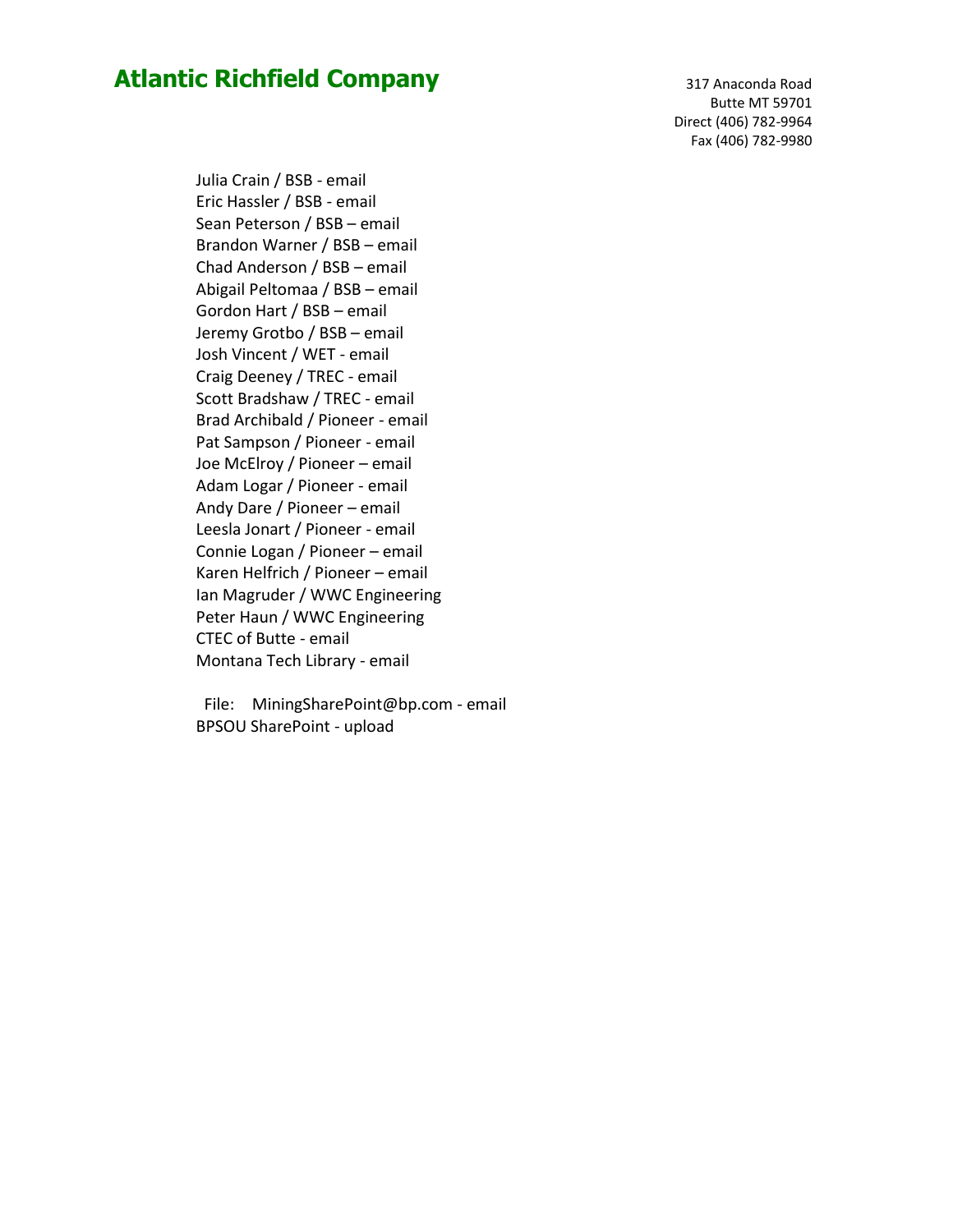**Atlantic Richfield Company**

317 Anaconda Road
Butte MT 59701
Direct (406) 782-9964
Fax (406) 782-9980

Julia Crain / BSB - email
Eric Hassler / BSB - email
Sean Peterson / BSB – email
Brandon Warner / BSB – email
Chad Anderson / BSB – email
Abigail Peltomaa / BSB – email
Gordon Hart / BSB – email
Jeremy Grotbo / BSB – email
Josh Vincent / WET - email
Craig Deeney / TREC - email
Scott Bradshaw / TREC - email
Brad Archibald / Pioneer - email
Pat Sampson / Pioneer - email
Joe McElroy / Pioneer – email
Adam Logar / Pioneer - email
Andy Dare / Pioneer – email
Leesla Jonart / Pioneer - email
Connie Logan / Pioneer – email
Karen Helfrich / Pioneer – email
Ian Magruder / WWC Engineering
Peter Haun / WWC Engineering
CTEC of Butte - email
Montana Tech Library - email

File: MiningSharePoint@bp.com - email
BPSOU SharePoint - upload